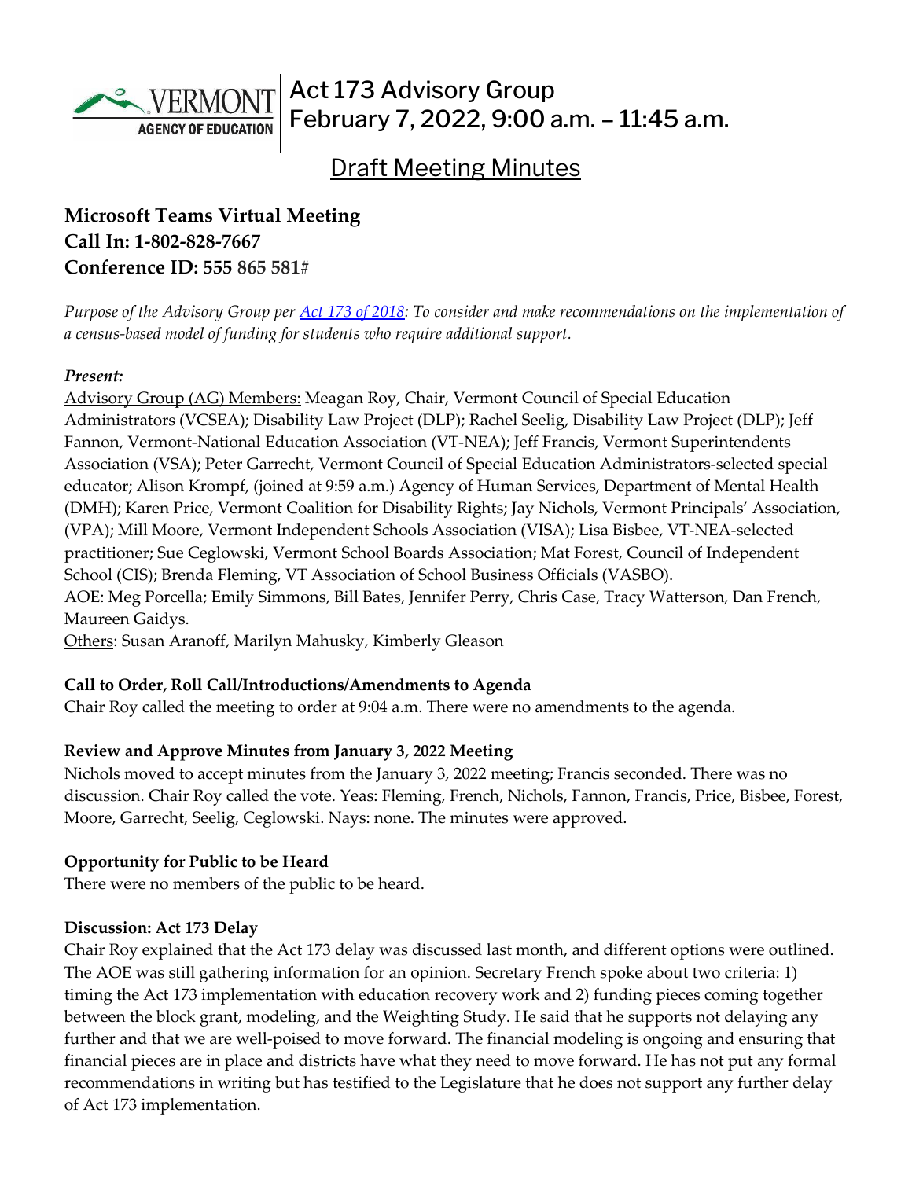# Act 173 Advisory Group
## February 7, 2022, 9:00 a.m. – 11:45 a.m.

## Draft Meeting Minutes

**Microsoft Teams Virtual Meeting**
**Call In: 1-802-828-7667**
**Conference ID: 555 865 581#**

*Purpose of the Advisory Group per [Act 173 of 2018](): To consider and make recommendations on the implementation of a census-based model of funding for students who require additional support.*

***Present:***

Advisory Group (AG) Members: Meagan Roy, Chair, Vermont Council of Special Education Administrators (VCSEA); Disability Law Project (DLP); Rachel Seelig, Disability Law Project (DLP); Jeff Fannon, Vermont-National Education Association (VT-NEA); Jeff Francis, Vermont Superintendents Association (VSA); Peter Garrecht, Vermont Council of Special Education Administrators-selected special educator; Alison Krompf, (joined at 9:59 a.m.) Agency of Human Services, Department of Mental Health (DMH); Karen Price, Vermont Coalition for Disability Rights; Jay Nichols, Vermont Principals' Association, (VPA); Mill Moore, Vermont Independent Schools Association (VISA); Lisa Bisbee, VT-NEA-selected practitioner; Sue Ceglowski, Vermont School Boards Association; Mat Forest, Council of Independent School (CIS); Brenda Fleming, VT Association of School Business Officials (VASBO).
AOE: Meg Porcella; Emily Simmons, Bill Bates, Jennifer Perry, Chris Case, Tracy Watterson, Dan French, Maureen Gaidys.
Others: Susan Aranoff, Marilyn Mahusky, Kimberly Gleason

**Call to Order, Roll Call/Introductions/Amendments to Agenda**

Chair Roy called the meeting to order at 9:04 a.m. There were no amendments to the agenda.

**Review and Approve Minutes from January 3, 2022 Meeting**

Nichols moved to accept minutes from the January 3, 2022 meeting; Francis seconded. There was no discussion. Chair Roy called the vote. Yeas: Fleming, French, Nichols, Fannon, Francis, Price, Bisbee, Forest, Moore, Garrecht, Seelig, Ceglowski. Nays: none. The minutes were approved.

**Opportunity for Public to be Heard**

There were no members of the public to be heard.

**Discussion: Act 173 Delay**

Chair Roy explained that the Act 173 delay was discussed last month, and different options were outlined. The AOE was still gathering information for an opinion. Secretary French spoke about two criteria: 1) timing the Act 173 implementation with education recovery work and 2) funding pieces coming together between the block grant, modeling, and the Weighting Study. He said that he supports not delaying any further and that we are well-poised to move forward. The financial modeling is ongoing and ensuring that financial pieces are in place and districts have what they need to move forward. He has not put any formal recommendations in writing but has testified to the Legislature that he does not support any further delay of Act 173 implementation.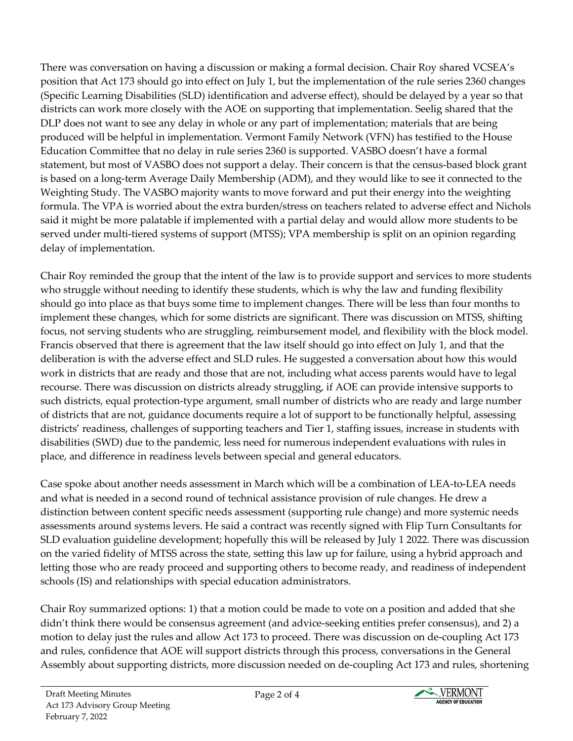There was conversation on having a discussion or making a formal decision. Chair Roy shared VCSEA's position that Act 173 should go into effect on July 1, but the implementation of the rule series 2360 changes (Specific Learning Disabilities (SLD) identification and adverse effect), should be delayed by a year so that districts can work more closely with the AOE on supporting that implementation. Seelig shared that the DLP does not want to see any delay in whole or any part of implementation; materials that are being produced will be helpful in implementation. Vermont Family Network (VFN) has testified to the House Education Committee that no delay in rule series 2360 is supported. VASBO doesn't have a formal statement, but most of VASBO does not support a delay. Their concern is that the census-based block grant is based on a long-term Average Daily Membership (ADM), and they would like to see it connected to the Weighting Study. The VASBO majority wants to move forward and put their energy into the weighting formula. The VPA is worried about the extra burden/stress on teachers related to adverse effect and Nichols said it might be more palatable if implemented with a partial delay and would allow more students to be served under multi-tiered systems of support (MTSS); VPA membership is split on an opinion regarding delay of implementation.

Chair Roy reminded the group that the intent of the law is to provide support and services to more students who struggle without needing to identify these students, which is why the law and funding flexibility should go into place as that buys some time to implement changes. There will be less than four months to implement these changes, which for some districts are significant. There was discussion on MTSS, shifting focus, not serving students who are struggling, reimbursement model, and flexibility with the block model. Francis observed that there is agreement that the law itself should go into effect on July 1, and that the deliberation is with the adverse effect and SLD rules. He suggested a conversation about how this would work in districts that are ready and those that are not, including what access parents would have to legal recourse. There was discussion on districts already struggling, if AOE can provide intensive supports to such districts, equal protection-type argument, small number of districts who are ready and large number of districts that are not, guidance documents require a lot of support to be functionally helpful, assessing districts' readiness, challenges of supporting teachers and Tier 1, staffing issues, increase in students with disabilities (SWD) due to the pandemic, less need for numerous independent evaluations with rules in place, and difference in readiness levels between special and general educators.

Case spoke about another needs assessment in March which will be a combination of LEA-to-LEA needs and what is needed in a second round of technical assistance provision of rule changes. He drew a distinction between content specific needs assessment (supporting rule change) and more systemic needs assessments around systems levers. He said a contract was recently signed with Flip Turn Consultants for SLD evaluation guideline development; hopefully this will be released by July 1 2022. There was discussion on the varied fidelity of MTSS across the state, setting this law up for failure, using a hybrid approach and letting those who are ready proceed and supporting others to become ready, and readiness of independent schools (IS) and relationships with special education administrators.

Chair Roy summarized options: 1) that a motion could be made to vote on a position and added that she didn't think there would be consensus agreement (and advice-seeking entities prefer consensus), and 2) a motion to delay just the rules and allow Act 173 to proceed. There was discussion on de-coupling Act 173 and rules, confidence that AOE will support districts through this process, conversations in the General Assembly about supporting districts, more discussion needed on de-coupling Act 173 and rules, shortening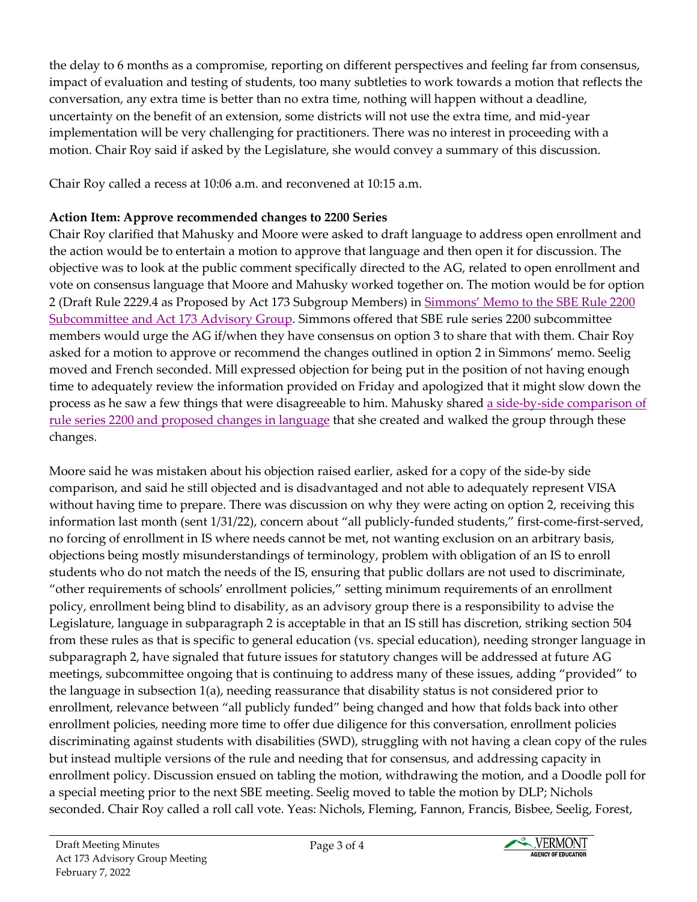the delay to 6 months as a compromise, reporting on different perspectives and feeling far from consensus, impact of evaluation and testing of students, too many subtleties to work towards a motion that reflects the conversation, any extra time is better than no extra time, nothing will happen without a deadline, uncertainty on the benefit of an extension, some districts will not use the extra time, and mid-year implementation will be very challenging for practitioners. There was no interest in proceeding with a motion. Chair Roy said if asked by the Legislature, she would convey a summary of this discussion.

Chair Roy called a recess at 10:06 a.m. and reconvened at 10:15 a.m.

**Action Item: Approve recommended changes to 2200 Series**

Chair Roy clarified that Mahusky and Moore were asked to draft language to address open enrollment and the action would be to entertain a motion to approve that language and then open it for discussion. The objective was to look at the public comment specifically directed to the AG, related to open enrollment and vote on consensus language that Moore and Mahusky worked together on. The motion would be for option 2 (Draft Rule 2229.4 as Proposed by Act 173 Subgroup Members) in Simmons' Memo to the SBE Rule 2200 Subcommittee and Act 173 Advisory Group. Simmons offered that SBE rule series 2200 subcommittee members would urge the AG if/when they have consensus on option 3 to share that with them. Chair Roy asked for a motion to approve or recommend the changes outlined in option 2 in Simmons' memo. Seelig moved and French seconded. Mill expressed objection for being put in the position of not having enough time to adequately review the information provided on Friday and apologized that it might slow down the process as he saw a few things that were disagreeable to him. Mahusky shared a side-by-side comparison of rule series 2200 and proposed changes in language that she created and walked the group through these changes.

Moore said he was mistaken about his objection raised earlier, asked for a copy of the side-by side comparison, and said he still objected and is disadvantaged and not able to adequately represent VISA without having time to prepare. There was discussion on why they were acting on option 2, receiving this information last month (sent 1/31/22), concern about "all publicly-funded students," first-come-first-served, no forcing of enrollment in IS where needs cannot be met, not wanting exclusion on an arbitrary basis, objections being mostly misunderstandings of terminology, problem with obligation of an IS to enroll students who do not match the needs of the IS, ensuring that public dollars are not used to discriminate, "other requirements of schools' enrollment policies," setting minimum requirements of an enrollment policy, enrollment being blind to disability, as an advisory group there is a responsibility to advise the Legislature, language in subparagraph 2 is acceptable in that an IS still has discretion, striking section 504 from these rules as that is specific to general education (vs. special education), needing stronger language in subparagraph 2, have signaled that future issues for statutory changes will be addressed at future AG meetings, subcommittee ongoing that is continuing to address many of these issues, adding "provided" to the language in subsection 1(a), needing reassurance that disability status is not considered prior to enrollment, relevance between "all publicly funded" being changed and how that folds back into other enrollment policies, needing more time to offer due diligence for this conversation, enrollment policies discriminating against students with disabilities (SWD), struggling with not having a clean copy of the rules but instead multiple versions of the rule and needing that for consensus, and addressing capacity in enrollment policy. Discussion ensued on tabling the motion, withdrawing the motion, and a Doodle poll for a special meeting prior to the next SBE meeting. Seelig moved to table the motion by DLP; Nichols seconded. Chair Roy called a roll call vote. Yeas: Nichols, Fleming, Fannon, Francis, Bisbee, Seelig, Forest,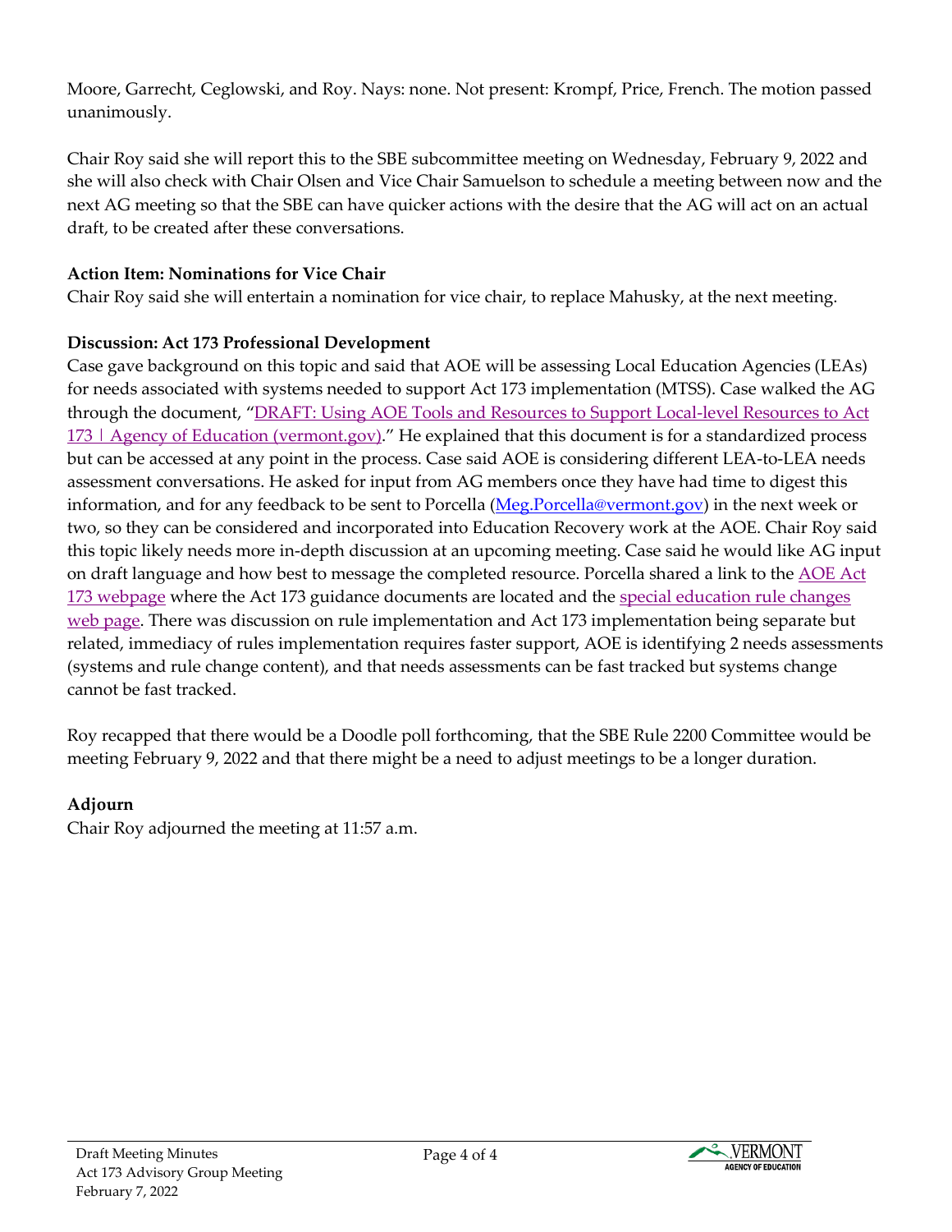Moore, Garrecht, Ceglowski, and Roy. Nays: none. Not present: Krompf, Price, French. The motion passed unanimously.

Chair Roy said she will report this to the SBE subcommittee meeting on Wednesday, February 9, 2022 and she will also check with Chair Olsen and Vice Chair Samuelson to schedule a meeting between now and the next AG meeting so that the SBE can have quicker actions with the desire that the AG will act on an actual draft, to be created after these conversations.

**Action Item: Nominations for Vice Chair**

Chair Roy said she will entertain a nomination for vice chair, to replace Mahusky, at the next meeting.

**Discussion: Act 173 Professional Development**

Case gave background on this topic and said that AOE will be assessing Local Education Agencies (LEAs) for needs associated with systems needed to support Act 173 implementation (MTSS). Case walked the AG through the document, "DRAFT: Using AOE Tools and Resources to Support Local-level Resources to Act 173 | Agency of Education (vermont.gov)." He explained that this document is for a standardized process but can be accessed at any point in the process. Case said AOE is considering different LEA-to-LEA needs assessment conversations. He asked for input from AG members once they have had time to digest this information, and for any feedback to be sent to Porcella (Meg.Porcella@vermont.gov) in the next week or two, so they can be considered and incorporated into Education Recovery work at the AOE. Chair Roy said this topic likely needs more in-depth discussion at an upcoming meeting. Case said he would like AG input on draft language and how best to message the completed resource. Porcella shared a link to the AOE Act 173 webpage where the Act 173 guidance documents are located and the special education rule changes web page. There was discussion on rule implementation and Act 173 implementation being separate but related, immediacy of rules implementation requires faster support, AOE is identifying 2 needs assessments (systems and rule change content), and that needs assessments can be fast tracked but systems change cannot be fast tracked.

Roy recapped that there would be a Doodle poll forthcoming, that the SBE Rule 2200 Committee would be meeting February 9, 2022 and that there might be a need to adjust meetings to be a longer duration.

**Adjourn**

Chair Roy adjourned the meeting at 11:57 a.m.